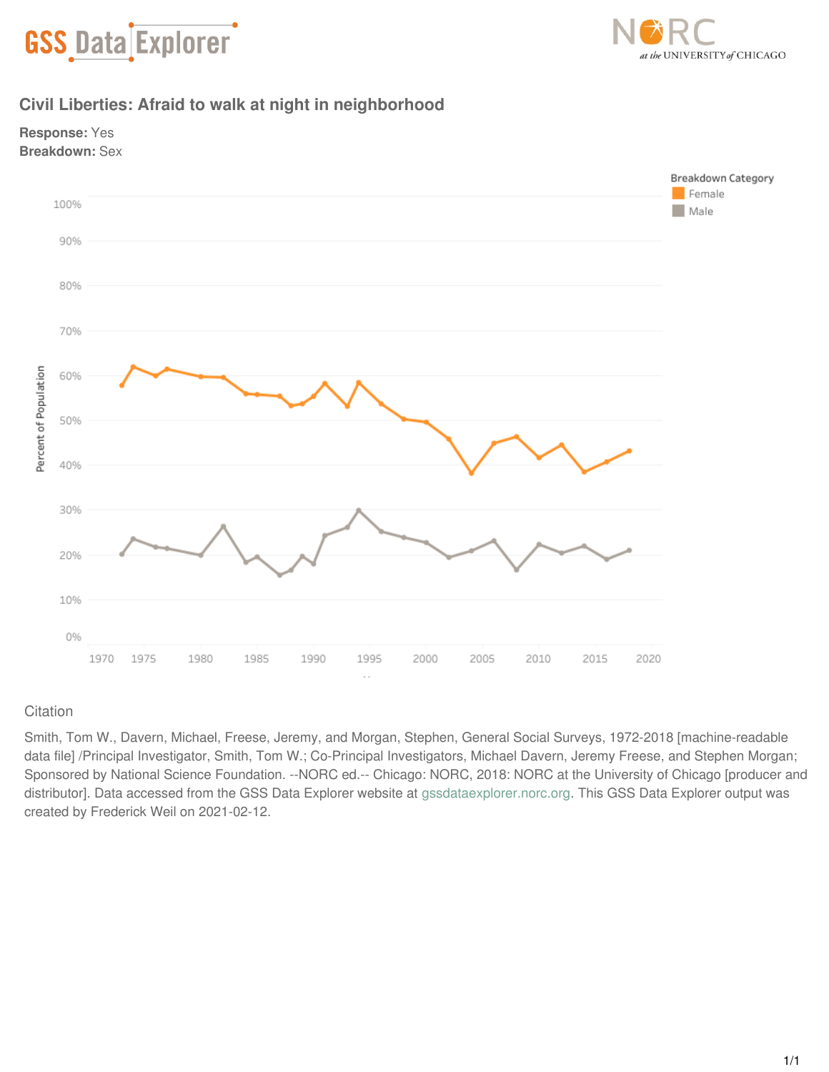GSS Data Explorer

NORC at the UNIVERSITY of CHICAGO

## Civil Liberties: Afraid to walk at night in neighborhood

**Response:** Yes
**Breakdown:** Sex

## Citation

Smith, Tom W., Davern, Michael, Freese, Jeremy, and Morgan, Stephen, General Social Surveys, 1972-2018 [machine-readable data file] /Principal Investigator, Smith, Tom W.; Co-Principal Investigators, Michael Davern, Jeremy Freese, and Stephen Morgan; Sponsored by National Science Foundation. --NORC ed.-- Chicago: NORC, 2018: NORC at the University of Chicago [producer and distributor]. Data accessed from the GSS Data Explorer website at gssdataexplorer.norc.org. This GSS Data Explorer output was created by Frederick Weil on 2021-02-12.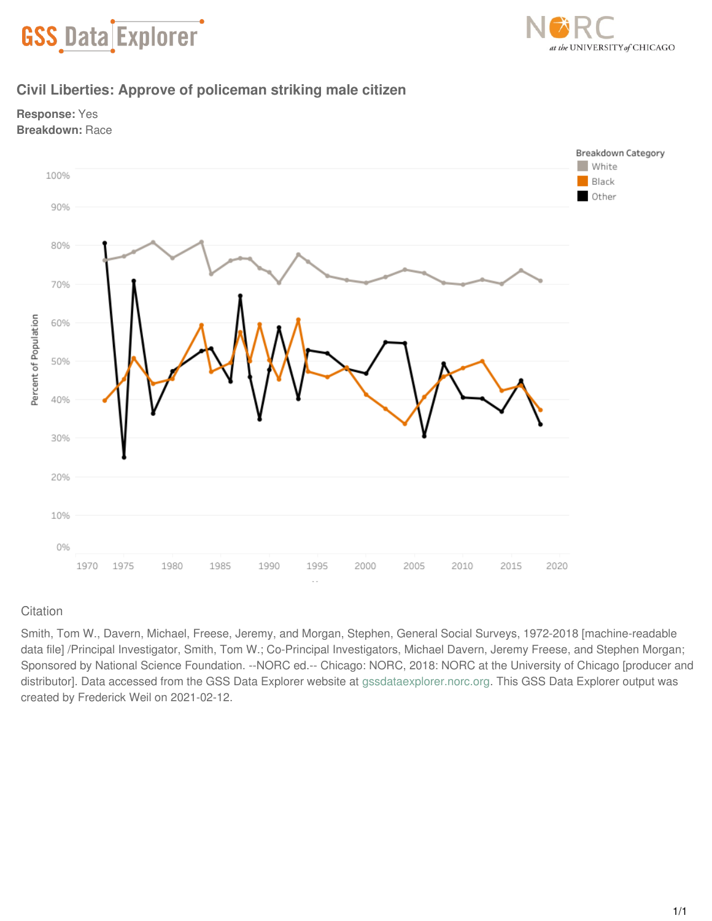GSS Data Explorer

NORC at the UNIVERSITY of CHICAGO

## Civil Liberties: Approve of policeman striking male citizen

**Response:** Yes

**Breakdown:** Race

Breakdown Category: White, Black, Other

Percent of Population: 0%, 10%, 20%, 30%, 40%, 50%, 60%, 70%, 80%, 90%, 100%

1970, 1975, 1980, 1985, 1990, 1995, 2000, 2005, 2010, 2015, 2020

Citation

Smith, Tom W., Davern, Michael, Freese, Jeremy, and Morgan, Stephen, General Social Surveys, 1972-2018 [machine-readable data file] /Principal Investigator, Smith, Tom W.; Co-Principal Investigators, Michael Davern, Jeremy Freese, and Stephen Morgan; Sponsored by National Science Foundation. --NORC ed.-- Chicago: NORC, 2018: NORC at the University of Chicago [producer and distributor]. Data accessed from the GSS Data Explorer website at gssdataexplorer.norc.org. This GSS Data Explorer output was created by Frederick Weil on 2021-02-12.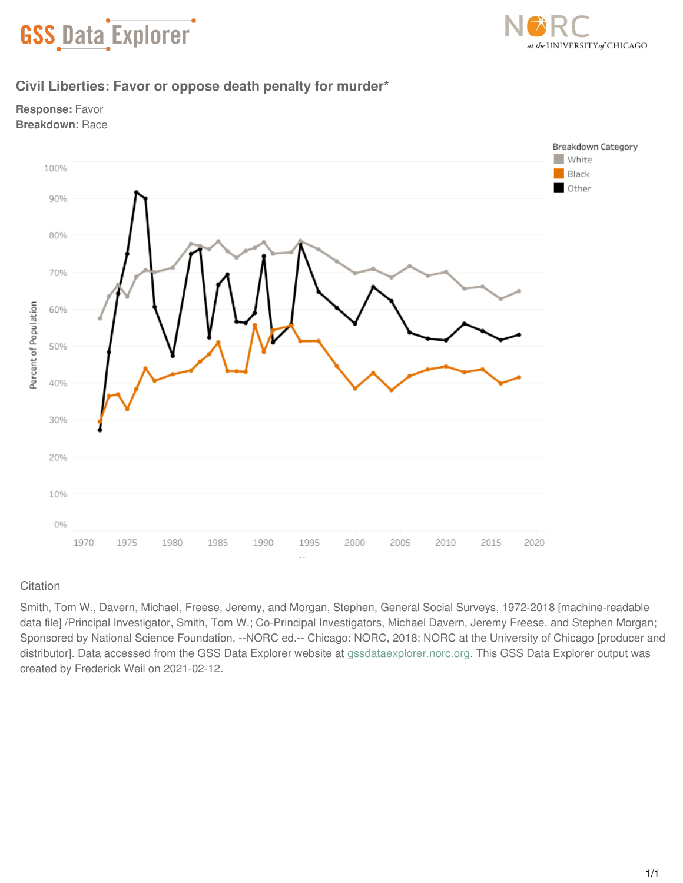GSS Data Explorer

NORC at the UNIVERSITY of CHICAGO

### Civil Liberties: Favor or oppose death penalty for murder*

**Response:** Favor
**Breakdown:** Race

Breakdown Category
White
Black
Other

100%
90%
80%
70%
60%
50%
40%
30%
20%
10%
0%

Percent of Population

1970 1975 1980 1985 1990 1995 2000 2005 2010 2015 2020

Citation

Smith, Tom W., Davern, Michael, Freese, Jeremy, and Morgan, Stephen, General Social Surveys, 1972-2018 [machine-readable data file] /Principal Investigator, Smith, Tom W.; Co-Principal Investigators, Michael Davern, Jeremy Freese, and Stephen Morgan; Sponsored by National Science Foundation. --NORC ed.-- Chicago: NORC, 2018: NORC at the University of Chicago [producer and distributor]. Data accessed from the GSS Data Explorer website at gssdataexplorer.norc.org. This GSS Data Explorer output was created by Frederick Weil on 2021-02-12.